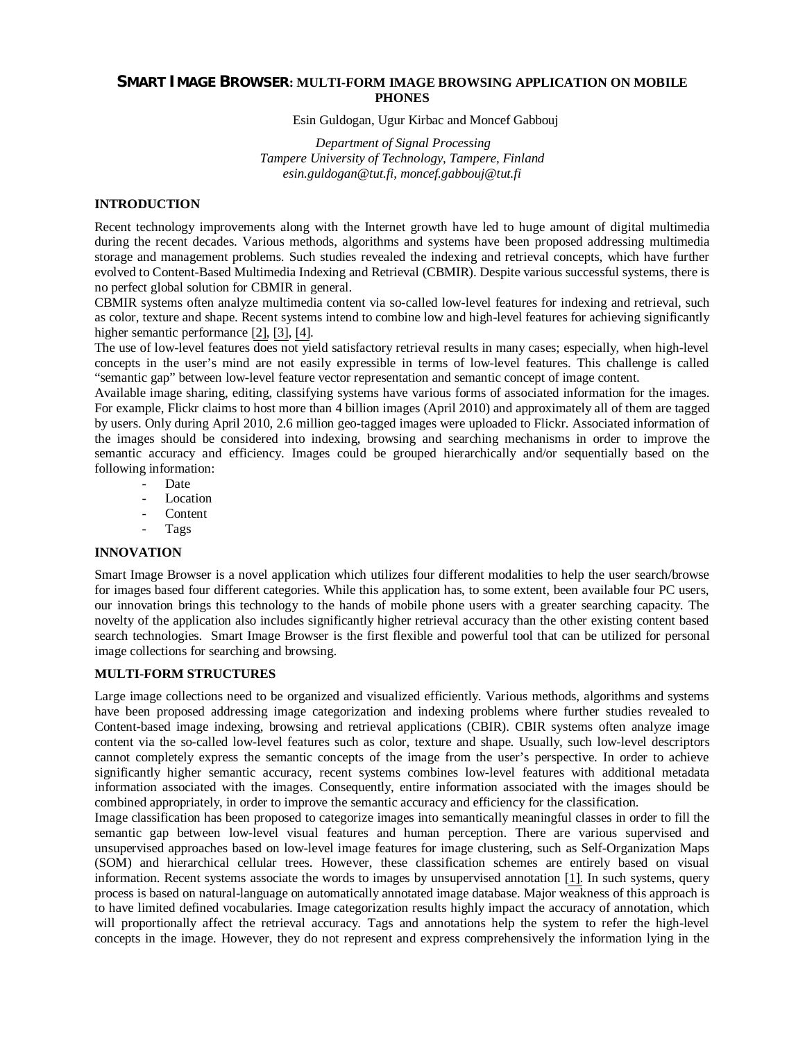# SMART IMAGE BROWSER: MULTI-FORM IMAGE BROWSING APPLICATION ON MOBILE PHONES

Esin Guldogan, Ugur Kirbac and Moncef Gabbouj

*Department of Signal Processing*
*Tampere University of Technology, Tampere, Finland*
*esin.guldogan@tut.fi, moncef.gabbouj@tut.fi*

## INTRODUCTION

Recent technology improvements along with the Internet growth have led to huge amount of digital multimedia during the recent decades. Various methods, algorithms and systems have been proposed addressing multimedia storage and management problems. Such studies revealed the indexing and retrieval concepts, which have further evolved to Content-Based Multimedia Indexing and Retrieval (CBMIR). Despite various successful systems, there is no perfect global solution for CBMIR in general.

CBMIR systems often analyze multimedia content via so-called low-level features for indexing and retrieval, such as color, texture and shape. Recent systems intend to combine low and high-level features for achieving significantly higher semantic performance [2], [3], [4].

The use of low-level features does not yield satisfactory retrieval results in many cases; especially, when high-level concepts in the user's mind are not easily expressible in terms of low-level features. This challenge is called "semantic gap" between low-level feature vector representation and semantic concept of image content.

Available image sharing, editing, classifying systems have various forms of associated information for the images. For example, Flickr claims to host more than 4 billion images (April 2010) and approximately all of them are tagged by users. Only during April 2010, 2.6 million geo-tagged images were uploaded to Flickr. Associated information of the images should be considered into indexing, browsing and searching mechanisms in order to improve the semantic accuracy and efficiency. Images could be grouped hierarchically and/or sequentially based on the following information:

- Date
- Location
- Content
- Tags

## INNOVATION

Smart Image Browser is a novel application which utilizes four different modalities to help the user search/browse for images based four different categories. While this application has, to some extent, been available four PC users, our innovation brings this technology to the hands of mobile phone users with a greater searching capacity. The novelty of the application also includes significantly higher retrieval accuracy than the other existing content based search technologies. Smart Image Browser is the first flexible and powerful tool that can be utilized for personal image collections for searching and browsing.

## MULTI-FORM STRUCTURES

Large image collections need to be organized and visualized efficiently. Various methods, algorithms and systems have been proposed addressing image categorization and indexing problems where further studies revealed to Content-based image indexing, browsing and retrieval applications (CBIR). CBIR systems often analyze image content via the so-called low-level features such as color, texture and shape. Usually, such low-level descriptors cannot completely express the semantic concepts of the image from the user's perspective. In order to achieve significantly higher semantic accuracy, recent systems combines low-level features with additional metadata information associated with the images. Consequently, entire information associated with the images should be combined appropriately, in order to improve the semantic accuracy and efficiency for the classification.

Image classification has been proposed to categorize images into semantically meaningful classes in order to fill the semantic gap between low-level visual features and human perception. There are various supervised and unsupervised approaches based on low-level image features for image clustering, such as Self-Organization Maps (SOM) and hierarchical cellular trees. However, these classification schemes are entirely based on visual information. Recent systems associate the words to images by unsupervised annotation [1]. In such systems, query process is based on natural-language on automatically annotated image database. Major weakness of this approach is to have limited defined vocabularies. Image categorization results highly impact the accuracy of annotation, which will proportionally affect the retrieval accuracy. Tags and annotations help the system to refer the high-level concepts in the image. However, they do not represent and express comprehensively the information lying in the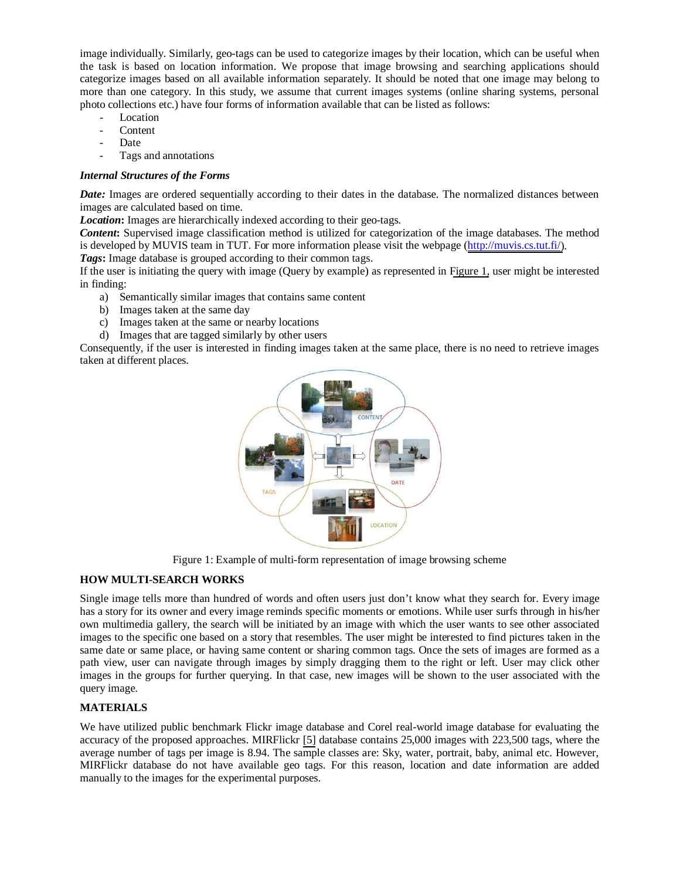image individually. Similarly, geo-tags can be used to categorize images by their location, which can be useful when the task is based on location information. We propose that image browsing and searching applications should categorize images based on all available information separately. It should be noted that one image may belong to more than one category. In this study, we assume that current images systems (online sharing systems, personal photo collections etc.) have four forms of information available that can be listed as follows:

- Location
- Content
- Date
- Tags and annotations

***Internal Structures of the Forms***

***Date:*** Images are ordered sequentially according to their dates in the database. The normalized distances between images are calculated based on time.

***Location*:** Images are hierarchically indexed according to their geo-tags.

***Content*:** Supervised image classification method is utilized for categorization of the image databases. The method is developed by MUVIS team in TUT. For more information please visit the webpage (http://muvis.cs.tut.fi/).

***Tags*:** Image database is grouped according to their common tags.

If the user is initiating the query with image (Query by example) as represented in Figure 1, user might be interested in finding:

a) Semantically similar images that contains same content
b) Images taken at the same day
c) Images taken at the same or nearby locations
d) Images that are tagged similarly by other users

Consequently, if the user is interested in finding images taken at the same place, there is no need to retrieve images taken at different places.

Figure 1: Example of multi-form representation of image browsing scheme

## HOW MULTI-SEARCH WORKS

Single image tells more than hundred of words and often users just don't know what they search for. Every image has a story for its owner and every image reminds specific moments or emotions. While user surfs through in his/her own multimedia gallery, the search will be initiated by an image with which the user wants to see other associated images to the specific one based on a story that resembles. The user might be interested to find pictures taken in the same date or same place, or having same content or sharing common tags. Once the sets of images are formed as a path view, user can navigate through images by simply dragging them to the right or left. User may click other images in the groups for further querying. In that case, new images will be shown to the user associated with the query image.

## MATERIALS

We have utilized public benchmark Flickr image database and Corel real-world image database for evaluating the accuracy of the proposed approaches. MIRFlickr [5] database contains 25,000 images with 223,500 tags, where the average number of tags per image is 8.94. The sample classes are: Sky, water, portrait, baby, animal etc. However, MIRFlickr database do not have available geo tags. For this reason, location and date information are added manually to the images for the experimental purposes.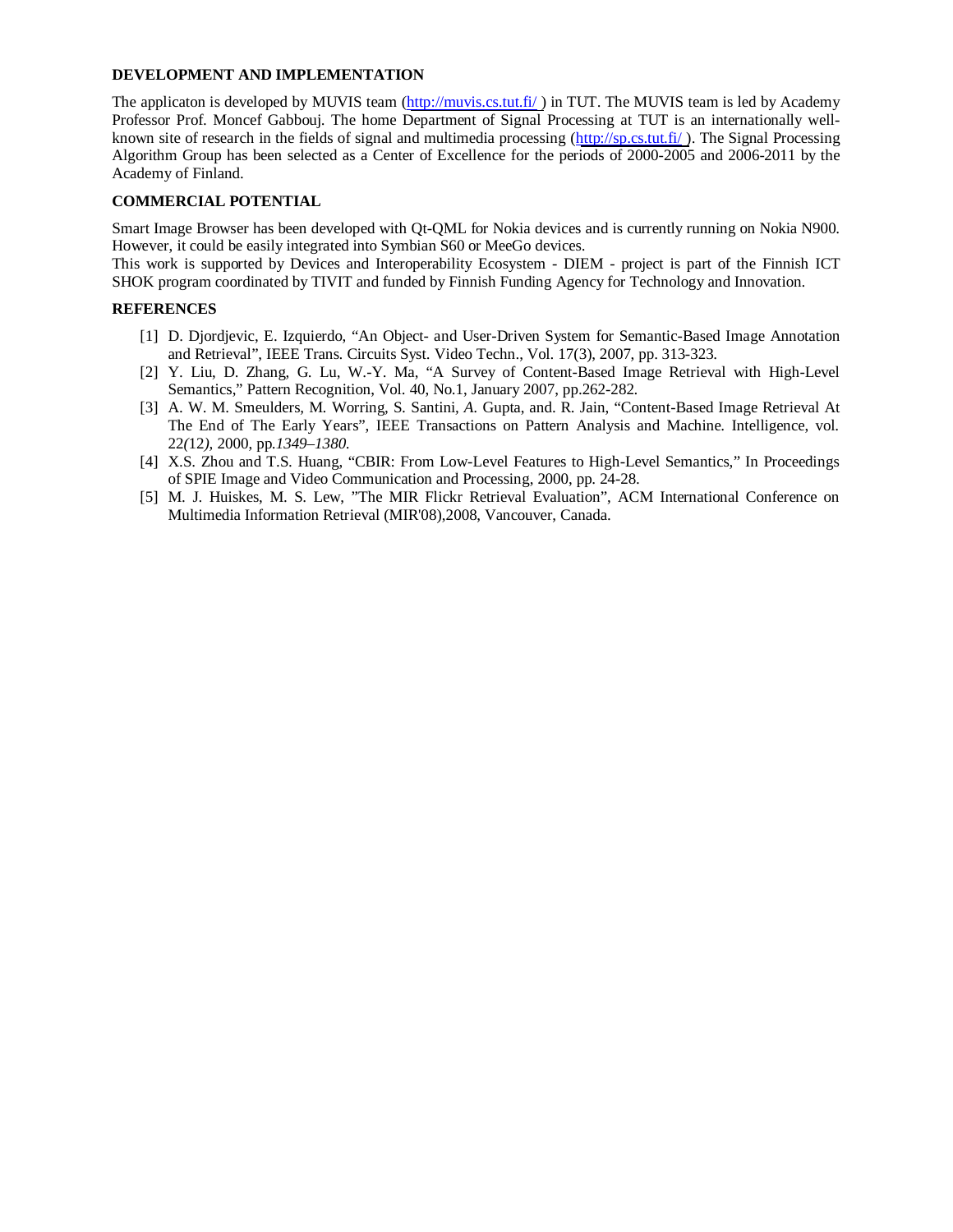**DEVELOPMENT AND IMPLEMENTATION**

The applicaton is developed by MUVIS team (http://muvis.cs.tut.fi/ ) in TUT. The MUVIS team is led by Academy Professor Prof. Moncef Gabbouj. The home Department of Signal Processing at TUT is an internationally well-known site of research in the fields of signal and multimedia processing (http://sp.cs.tut.fi/ ). The Signal Processing Algorithm Group has been selected as a Center of Excellence for the periods of 2000-2005 and 2006-2011 by the Academy of Finland.

**COMMERCIAL POTENTIAL**

Smart Image Browser has been developed with Qt-QML for Nokia devices and is currently running on Nokia N900. However, it could be easily integrated into Symbian S60 or MeeGo devices.
This work is supported by Devices and Interoperability Ecosystem - DIEM - project is part of the Finnish ICT SHOK program coordinated by TIVIT and funded by Finnish Funding Agency for Technology and Innovation.

**REFERENCES**

[1] D. Djordjevic, E. Izquierdo, "An Object- and User-Driven System for Semantic-Based Image Annotation and Retrieval", IEEE Trans. Circuits Syst. Video Techn., Vol. 17(3), 2007, pp. 313-323.

[2] Y. Liu, D. Zhang, G. Lu, W.-Y. Ma, "A Survey of Content-Based Image Retrieval with High-Level Semantics," Pattern Recognition, Vol. 40, No.1, January 2007, pp.262-282.

[3] A. W. M. Smeulders, M. Worring, S. Santini, *A*. Gupta, and. R. Jain, "Content-Based Image Retrieval At The End of The Early Years", IEEE Transactions on Pattern Analysis and Machine. Intelligence, vol. 22*(*12*)*, 2000, pp*.1349–1380.*

[4] X.S. Zhou and T.S. Huang, "CBIR: From Low-Level Features to High-Level Semantics," In Proceedings of SPIE Image and Video Communication and Processing, 2000, pp. 24-28.

[5] M. J. Huiskes, M. S. Lew, "The MIR Flickr Retrieval Evaluation", ACM International Conference on Multimedia Information Retrieval (MIR'08),2008, Vancouver, Canada.